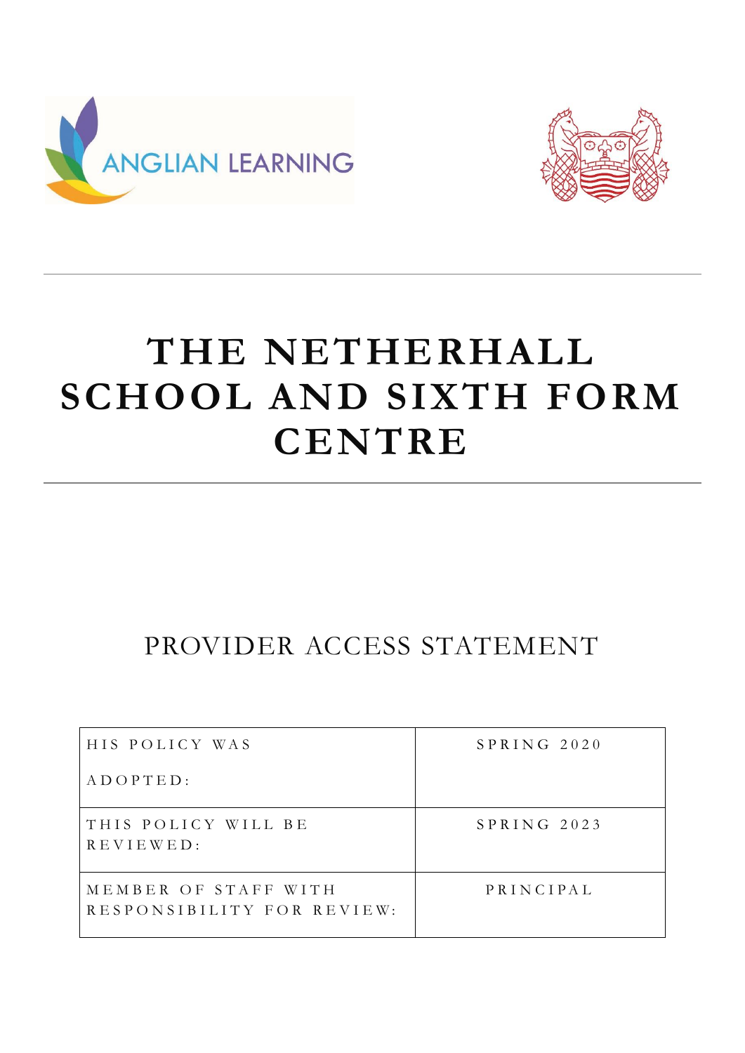ANGLIAN LEARNING

# THE NETHERHALL SCHOOL AND SIXTH FORM CENTRE

## PROVIDER ACCESS STATEMENT

| | |
|---|---|
| HIS POLICY WAS ADOPTED: | SPRING 2020 |
| THIS POLICY WILL BE REVIEWED: | SPRING 2023 |
| MEMBER OF STAFF WITH RESPONSIBILITY FOR REVIEW: | PRINCIPAL |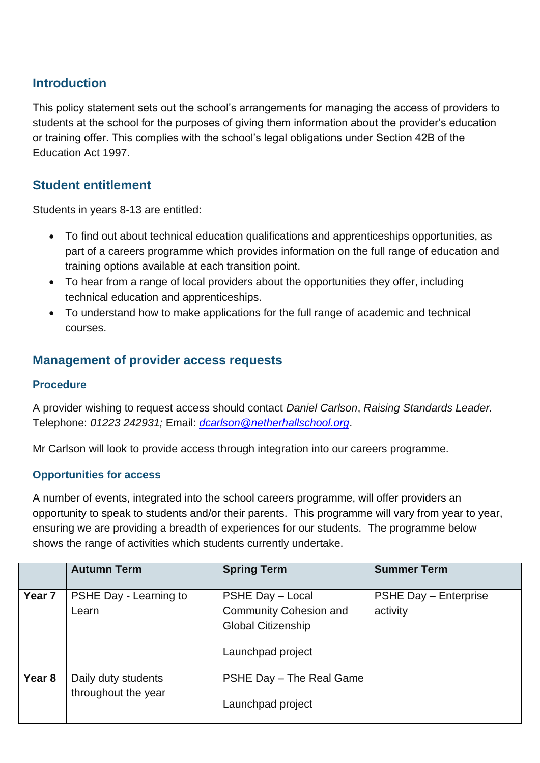## Introduction

This policy statement sets out the school's arrangements for managing the access of providers to students at the school for the purposes of giving them information about the provider's education or training offer. This complies with the school's legal obligations under Section 42B of the Education Act 1997.

## Student entitlement

Students in years 8-13 are entitled:

- To find out about technical education qualifications and apprenticeships opportunities, as part of a careers programme which provides information on the full range of education and training options available at each transition point.
- To hear from a range of local providers about the opportunities they offer, including technical education and apprenticeships.
- To understand how to make applications for the full range of academic and technical courses.

## Management of provider access requests

### Procedure

A provider wishing to request access should contact *Daniel Carlson*, *Raising Standards Leader.* Telephone: *01223 242931;* Email: *dcarlson@netherhallschool.org*.

Mr Carlson will look to provide access through integration into our careers programme.

### Opportunities for access

A number of events, integrated into the school careers programme, will offer providers an opportunity to speak to students and/or their parents. This programme will vary from year to year, ensuring we are providing a breadth of experiences for our students. The programme below shows the range of activities which students currently undertake.

| | Autumn Term | Spring Term | Summer Term |
|---|---|---|---|
| **Year 7** | PSHE Day - Learning to Learn | PSHE Day – Local Community Cohesion and Global Citizenship<br><br>Launchpad project | PSHE Day – Enterprise activity |
| **Year 8** | Daily duty students throughout the year | PSHE Day – The Real Game<br><br>Launchpad project | |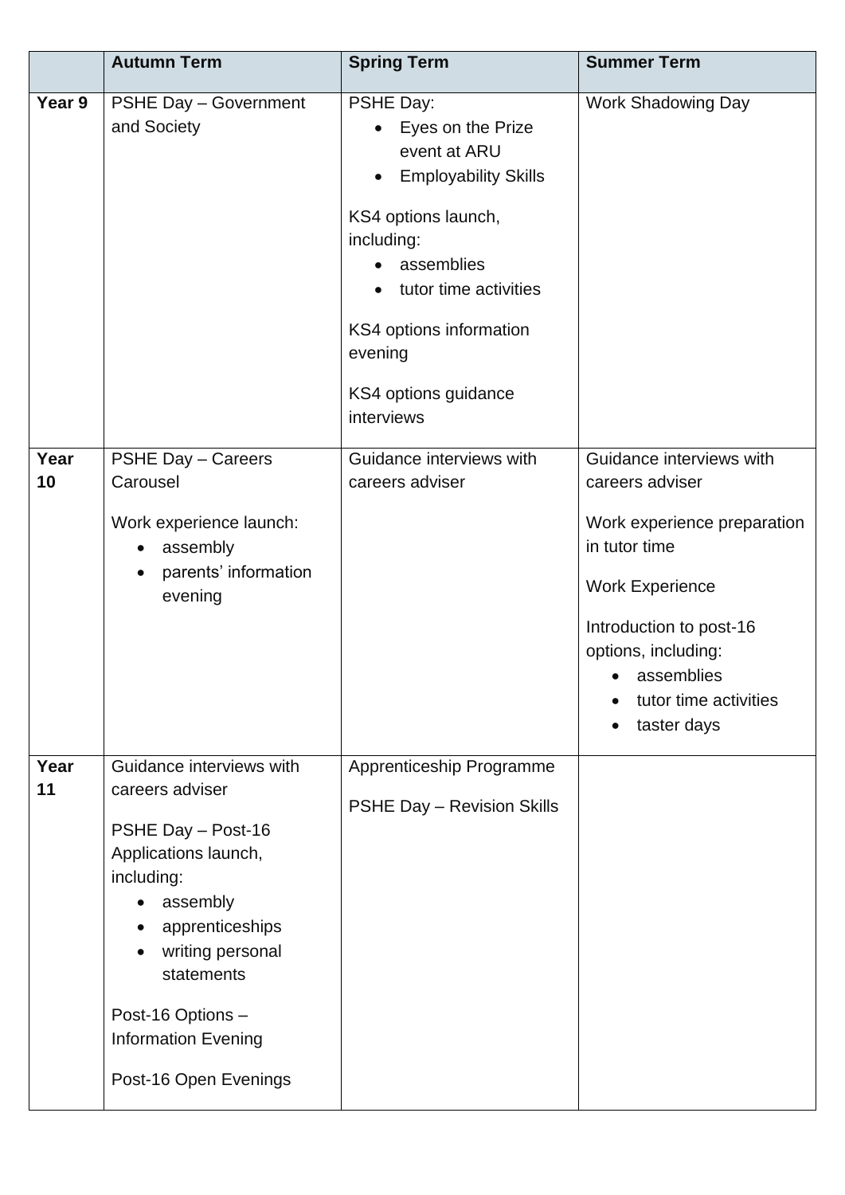| | Autumn Term | Spring Term | Summer Term |
|---|---|---|---|
| **Year 9** | PSHE Day – Government and Society | PSHE Day:<br>• Eyes on the Prize event at ARU<br>• Employability Skills<br><br>KS4 options launch, including:<br>• assemblies<br>• tutor time activities<br><br>KS4 options information evening<br><br>KS4 options guidance interviews | Work Shadowing Day |
| **Year 10** | PSHE Day – Careers Carousel<br><br>Work experience launch:<br>• assembly<br>• parents' information evening | Guidance interviews with careers adviser | Guidance interviews with careers adviser<br><br>Work experience preparation in tutor time<br><br>Work Experience<br><br>Introduction to post-16 options, including:<br>• assemblies<br>• tutor time activities<br>• taster days |
| **Year 11** | Guidance interviews with careers adviser<br><br>PSHE Day – Post-16 Applications launch, including:<br>• assembly<br>• apprenticeships<br>• writing personal statements<br><br>Post-16 Options – Information Evening<br><br>Post-16 Open Evenings | Apprenticeship Programme<br><br>PSHE Day – Revision Skills | |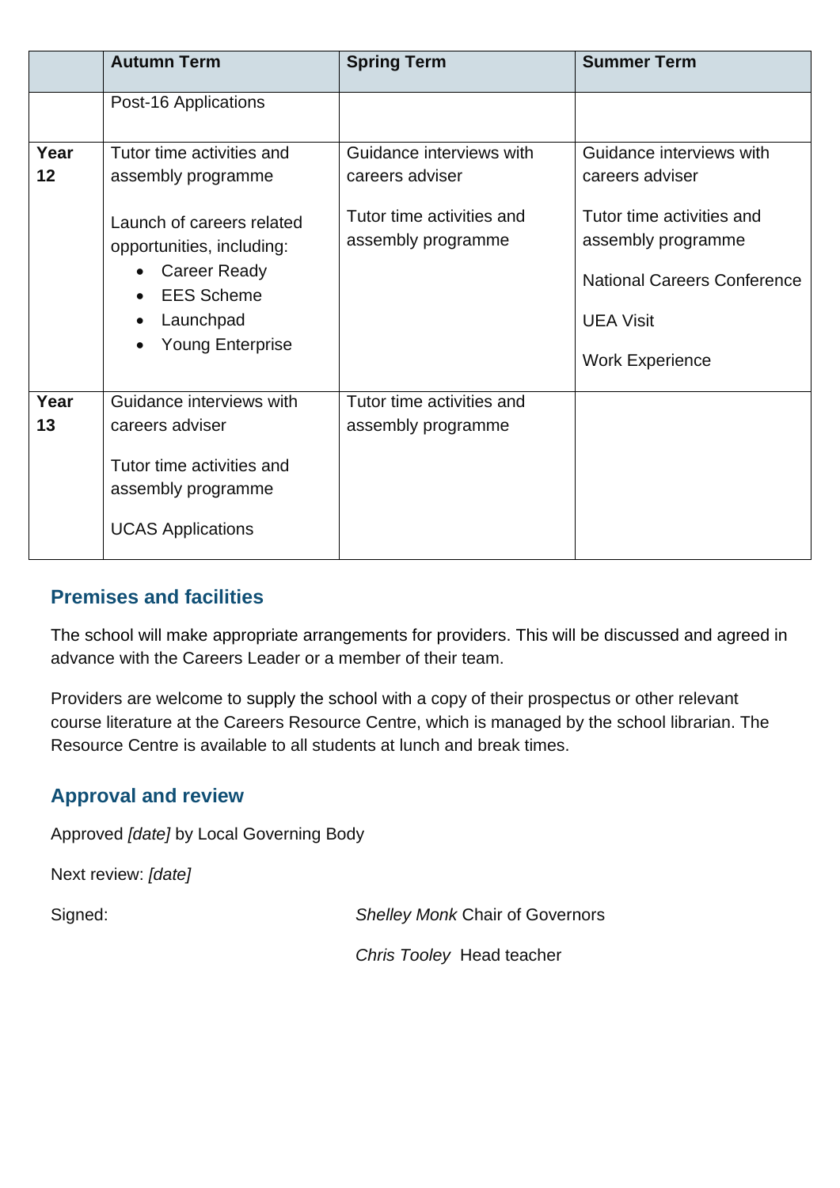| | Autumn Term | Spring Term | Summer Term |
|---|---|---|---|
| | Post-16 Applications | | |
| **Year 12** | Tutor time activities and assembly programme<br><br>Launch of careers related opportunities, including:<br>• Career Ready<br>• EES Scheme<br>• Launchpad<br>• Young Enterprise | Guidance interviews with careers adviser<br><br>Tutor time activities and assembly programme | Guidance interviews with careers adviser<br><br>Tutor time activities and assembly programme<br><br>National Careers Conference<br><br>UEA Visit<br><br>Work Experience |
| **Year 13** | Guidance interviews with careers adviser<br><br>Tutor time activities and assembly programme<br><br>UCAS Applications | Tutor time activities and assembly programme | |

## Premises and facilities

The school will make appropriate arrangements for providers. This will be discussed and agreed in advance with the Careers Leader or a member of their team.

Providers are welcome to supply the school with a copy of their prospectus or other relevant course literature at the Careers Resource Centre, which is managed by the school librarian. The Resource Centre is available to all students at lunch and break times.

## Approval and review

Approved *[date]* by Local Governing Body

Next review: *[date]*

Signed: *Shelley Monk* Chair of Governors

*Chris Tooley* Head teacher